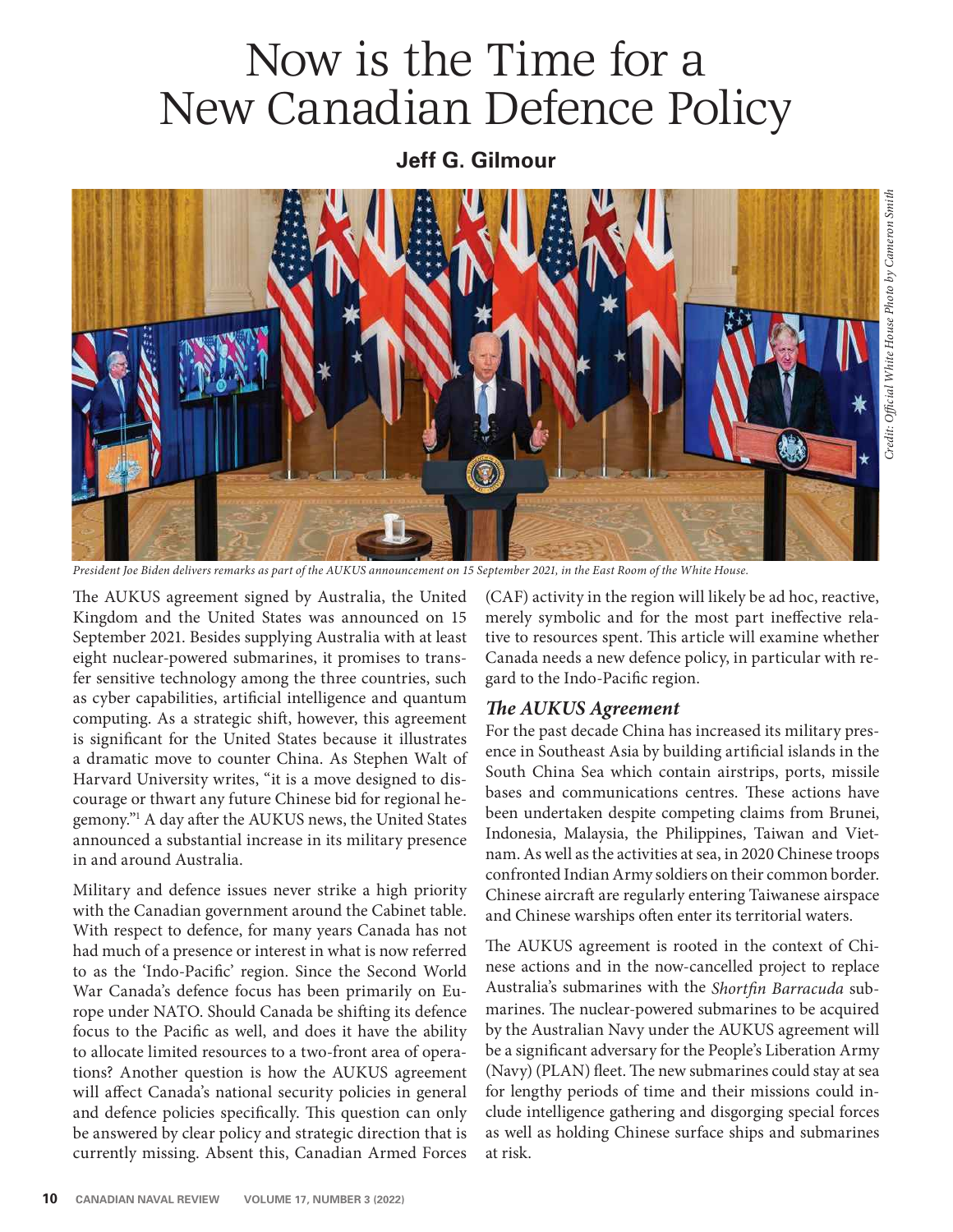# Now is the Time for a New Canadian Defence Policy

**Jeff G. Gilmour**

Credit: Official White House Photo by Cameron Smith

*President Joe Biden delivers remarks as part of the AUKUS announcement on 15 September 2021, in the East Room of the White House.*

The AUKUS agreement signed by Australia, the United Kingdom and the United States was announced on 15 September 2021. Besides supplying Australia with at least eight nuclear-powered submarines, it promises to transfer sensitive technology among the three countries, such as cyber capabilities, artificial intelligence and quantum computing. As a strategic shift, however, this agreement is significant for the United States because it illustrates a dramatic move to counter China. As Stephen Walt of Harvard University writes, "it is a move designed to discourage or thwart any future Chinese bid for regional hegemony."[1] A day after the AUKUS news, the United States announced a substantial increase in its military presence in and around Australia.

Military and defence issues never strike a high priority with the Canadian government around the Cabinet table. With respect to defence, for many years Canada has not had much of a presence or interest in what is now referred to as the 'Indo-Pacific' region. Since the Second World War Canada's defence focus has been primarily on Europe under NATO. Should Canada be shifting its defence focus to the Pacific as well, and does it have the ability to allocate limited resources to a two-front area of operations? Another question is how the AUKUS agreement will affect Canada's national security policies in general and defence policies specifically. This question can only be answered by clear policy and strategic direction that is currently missing. Absent this, Canadian Armed Forces (CAF) activity in the region will likely be ad hoc, reactive, merely symbolic and for the most part ineffective relative to resources spent. This article will examine whether Canada needs a new defence policy, in particular with regard to the Indo-Pacific region.

## *The AUKUS Agreement*

For the past decade China has increased its military presence in Southeast Asia by building artificial islands in the South China Sea which contain airstrips, ports, missile bases and communications centres. These actions have been undertaken despite competing claims from Brunei, Indonesia, Malaysia, the Philippines, Taiwan and Vietnam. As well as the activities at sea, in 2020 Chinese troops confronted Indian Army soldiers on their common border. Chinese aircraft are regularly entering Taiwanese airspace and Chinese warships often enter its territorial waters.

The AUKUS agreement is rooted in the context of Chinese actions and in the now-cancelled project to replace Australia's submarines with the *Shortfin Barracuda* submarines. The nuclear-powered submarines to be acquired by the Australian Navy under the AUKUS agreement will be a significant adversary for the People's Liberation Army (Navy) (PLAN) fleet. The new submarines could stay at sea for lengthy periods of time and their missions could include intelligence gathering and disgorging special forces as well as holding Chinese surface ships and submarines at risk.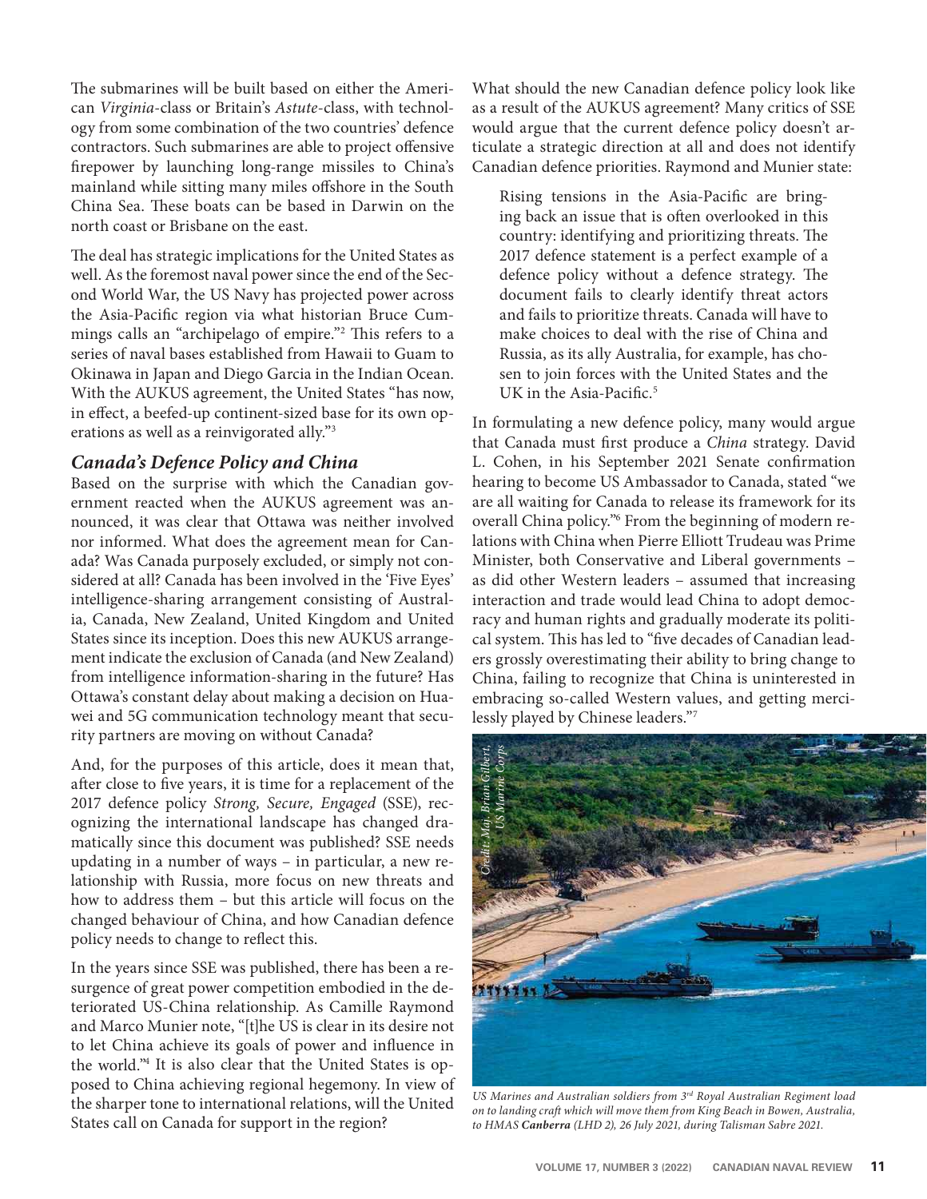The submarines will be built based on either the American *Virginia*-class or Britain's *Astute*-class, with technology from some combination of the two countries' defence contractors. Such submarines are able to project offensive firepower by launching long-range missiles to China's mainland while sitting many miles offshore in the South China Sea. These boats can be based in Darwin on the north coast or Brisbane on the east.

The deal has strategic implications for the United States as well. As the foremost naval power since the end of the Second World War, the US Navy has projected power across the Asia-Pacific region via what historian Bruce Cummings calls an "archipelago of empire."[2] This refers to a series of naval bases established from Hawaii to Guam to Okinawa in Japan and Diego Garcia in the Indian Ocean. With the AUKUS agreement, the United States "has now, in effect, a beefed-up continent-sized base for its own operations as well as a reinvigorated ally."[3]

## *Canada's Defence Policy and China*

Based on the surprise with which the Canadian government reacted when the AUKUS agreement was announced, it was clear that Ottawa was neither involved nor informed. What does the agreement mean for Canada? Was Canada purposely excluded, or simply not considered at all? Canada has been involved in the 'Five Eyes' intelligence-sharing arrangement consisting of Australia, Canada, New Zealand, United Kingdom and United States since its inception. Does this new AUKUS arrangement indicate the exclusion of Canada (and New Zealand) from intelligence information-sharing in the future? Has Ottawa's constant delay about making a decision on Huawei and 5G communication technology meant that security partners are moving on without Canada?

And, for the purposes of this article, does it mean that, after close to five years, it is time for a replacement of the 2017 defence policy *Strong, Secure, Engaged* (SSE), recognizing the international landscape has changed dramatically since this document was published? SSE needs updating in a number of ways – in particular, a new relationship with Russia, more focus on new threats and how to address them – but this article will focus on the changed behaviour of China, and how Canadian defence policy needs to change to reflect this.

In the years since SSE was published, there has been a resurgence of great power competition embodied in the deteriorated US-China relationship. As Camille Raymond and Marco Munier note, "[t]he US is clear in its desire not to let China achieve its goals of power and influence in the world."[4] It is also clear that the United States is opposed to China achieving regional hegemony. In view of the sharper tone to international relations, will the United States call on Canada for support in the region?

What should the new Canadian defence policy look like as a result of the AUKUS agreement? Many critics of SSE would argue that the current defence policy doesn't articulate a strategic direction at all and does not identify Canadian defence priorities. Raymond and Munier state:

> Rising tensions in the Asia-Pacific are bringing back an issue that is often overlooked in this country: identifying and prioritizing threats. The 2017 defence statement is a perfect example of a defence policy without a defence strategy. The document fails to clearly identify threat actors and fails to prioritize threats. Canada will have to make choices to deal with the rise of China and Russia, as its ally Australia, for example, has chosen to join forces with the United States and the UK in the Asia-Pacific.[5]

In formulating a new defence policy, many would argue that Canada must first produce a *China* strategy. David L. Cohen, in his September 2021 Senate confirmation hearing to become US Ambassador to Canada, stated "we are all waiting for Canada to release its framework for its overall China policy."[6] From the beginning of modern relations with China when Pierre Elliott Trudeau was Prime Minister, both Conservative and Liberal governments – as did other Western leaders – assumed that increasing interaction and trade would lead China to adopt democracy and human rights and gradually moderate its political system. This has led to "five decades of Canadian leaders grossly overestimating their ability to bring change to China, failing to recognize that China is uninterested in embracing so-called Western values, and getting mercilessly played by Chinese leaders."[7]

Credit: Maj. Brian Gilbert, US Marine Corps

*US Marines and Australian soldiers from 3rd Royal Australian Regiment load on to landing craft which will move them from King Beach in Bowen, Australia, to HMAS **Canberra** (LHD 2), 26 July 2021, during Talisman Sabre 2021.*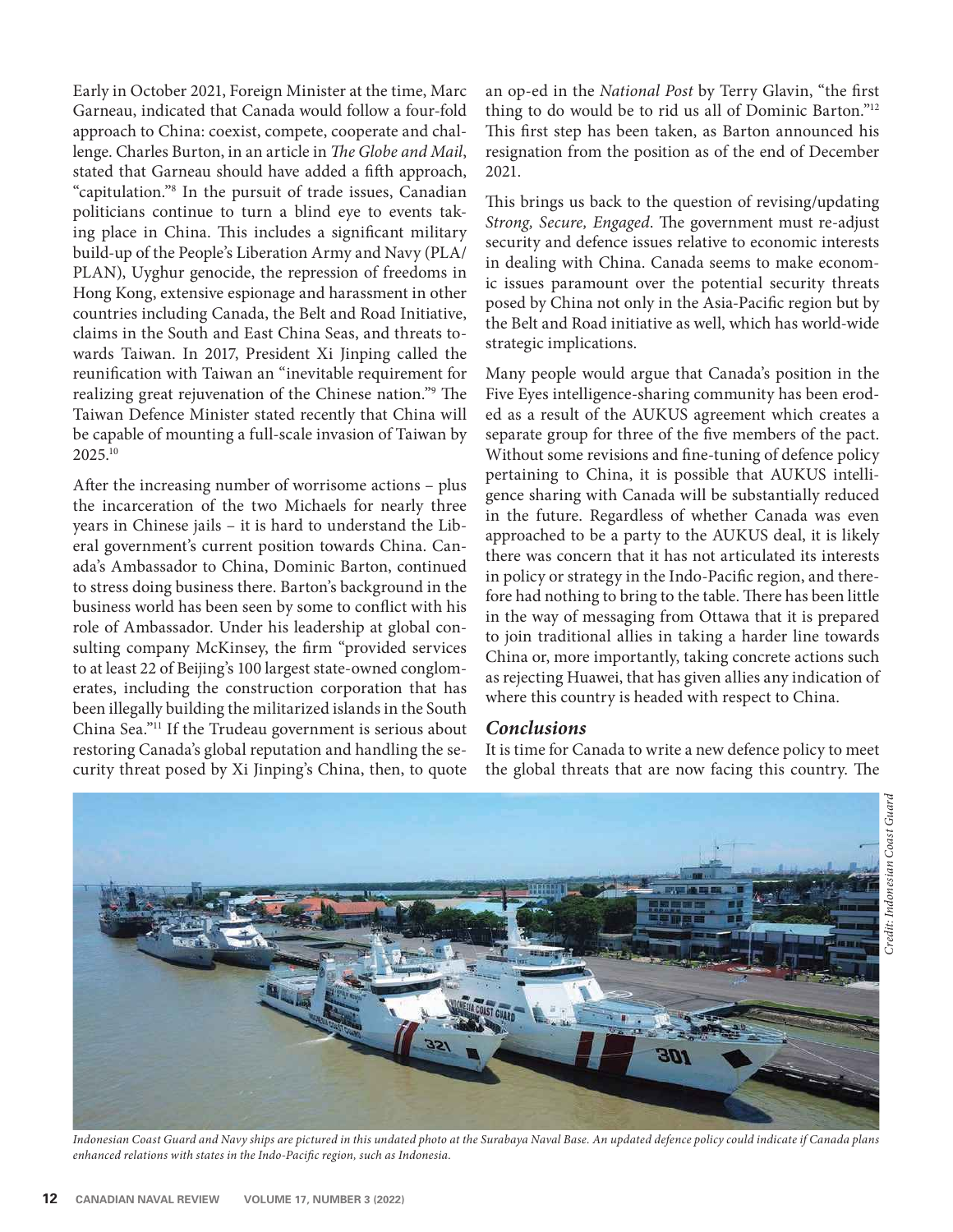Early in October 2021, Foreign Minister at the time, Marc Garneau, indicated that Canada would follow a four-fold approach to China: coexist, compete, cooperate and challenge. Charles Burton, in an article in *The Globe and Mail*, stated that Garneau should have added a fifth approach, "capitulation."[8] In the pursuit of trade issues, Canadian politicians continue to turn a blind eye to events taking place in China. This includes a significant military build-up of the People's Liberation Army and Navy (PLA/PLAN), Uyghur genocide, the repression of freedoms in Hong Kong, extensive espionage and harassment in other countries including Canada, the Belt and Road Initiative, claims in the South and East China Seas, and threats towards Taiwan. In 2017, President Xi Jinping called the reunification with Taiwan an "inevitable requirement for realizing great rejuvenation of the Chinese nation."[9] The Taiwan Defence Minister stated recently that China will be capable of mounting a full-scale invasion of Taiwan by 2025.[10]

After the increasing number of worrisome actions – plus the incarceration of the two Michaels for nearly three years in Chinese jails – it is hard to understand the Liberal government's current position towards China. Canada's Ambassador to China, Dominic Barton, continued to stress doing business there. Barton's background in the business world has been seen by some to conflict with his role of Ambassador. Under his leadership at global consulting company McKinsey, the firm "provided services to at least 22 of Beijing's 100 largest state-owned conglomerates, including the construction corporation that has been illegally building the militarized islands in the South China Sea."[11] If the Trudeau government is serious about restoring Canada's global reputation and handling the security threat posed by Xi Jinping's China, then, to quote an op-ed in the *National Post* by Terry Glavin, "the first thing to do would be to rid us all of Dominic Barton."[12] This first step has been taken, as Barton announced his resignation from the position as of the end of December 2021.

This brings us back to the question of revising/updating *Strong, Secure, Engaged*. The government must re-adjust security and defence issues relative to economic interests in dealing with China. Canada seems to make economic issues paramount over the potential security threats posed by China not only in the Asia-Pacific region but by the Belt and Road initiative as well, which has world-wide strategic implications.

Many people would argue that Canada's position in the Five Eyes intelligence-sharing community has been eroded as a result of the AUKUS agreement which creates a separate group for three of the five members of the pact. Without some revisions and fine-tuning of defence policy pertaining to China, it is possible that AUKUS intelligence sharing with Canada will be substantially reduced in the future. Regardless of whether Canada was even approached to be a party to the AUKUS deal, it is likely there was concern that it has not articulated its interests in policy or strategy in the Indo-Pacific region, and therefore had nothing to bring to the table. There has been little in the way of messaging from Ottawa that it is prepared to join traditional allies in taking a harder line towards China or, more importantly, taking concrete actions such as rejecting Huawei, that has given allies any indication of where this country is headed with respect to China.

### *Conclusions*

It is time for Canada to write a new defence policy to meet the global threats that are now facing this country. The

Credit: Indonesian Coast Guard

*Indonesian Coast Guard and Navy ships are pictured in this undated photo at the Surabaya Naval Base. An updated defence policy could indicate if Canada plans enhanced relations with states in the Indo-Pacific region, such as Indonesia.*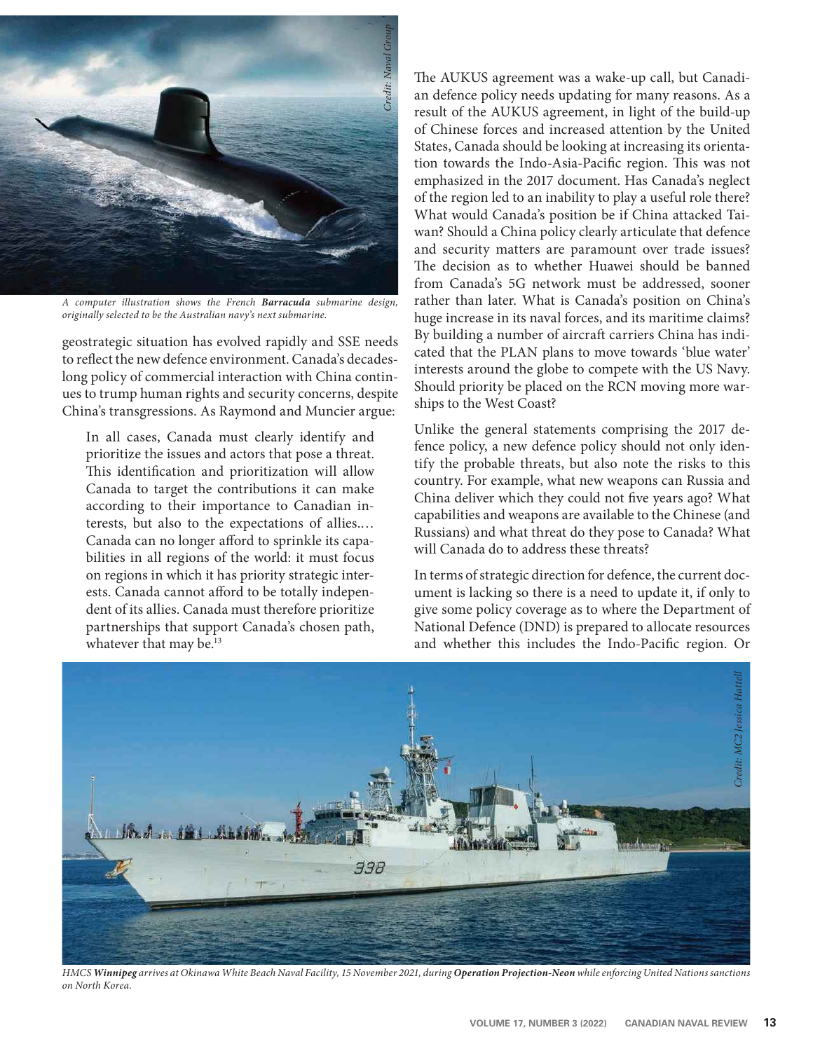A computer illustration shows the French ***Barracuda*** submarine design, originally selected to be the Australian navy's next submarine.

geostrategic situation has evolved rapidly and SSE needs to reflect the new defence environment. Canada's decades-long policy of commercial interaction with China continues to trump human rights and security concerns, despite China's transgressions. As Raymond and Muncier argue:

> In all cases, Canada must clearly identify and prioritize the issues and actors that pose a threat. This identification and prioritization will allow Canada to target the contributions it can make according to their importance to Canadian interests, but also to the expectations of allies.… Canada can no longer afford to sprinkle its capabilities in all regions of the world: it must focus on regions in which it has priority strategic interests. Canada cannot afford to be totally independent of its allies. Canada must therefore prioritize partnerships that support Canada's chosen path, whatever that may be.[13]

The AUKUS agreement was a wake-up call, but Canadian defence policy needs updating for many reasons. As a result of the AUKUS agreement, in light of the build-up of Chinese forces and increased attention by the United States, Canada should be looking at increasing its orientation towards the Indo-Asia-Pacific region. This was not emphasized in the 2017 document. Has Canada's neglect of the region led to an inability to play a useful role there? What would Canada's position be if China attacked Taiwan? Should a China policy clearly articulate that defence and security matters are paramount over trade issues? The decision as to whether Huawei should be banned from Canada's 5G network must be addressed, sooner rather than later. What is Canada's position on China's huge increase in its naval forces, and its maritime claims? By building a number of aircraft carriers China has indicated that the PLAN plans to move towards 'blue water' interests around the globe to compete with the US Navy. Should priority be placed on the RCN moving more warships to the West Coast?

Unlike the general statements comprising the 2017 defence policy, a new defence policy should not only identify the probable threats, but also note the risks to this country. For example, what new weapons can Russia and China deliver which they could not five years ago? What capabilities and weapons are available to the Chinese (and Russians) and what threat do they pose to Canada? What will Canada do to address these threats?

In terms of strategic direction for defence, the current document is lacking so there is a need to update it, if only to give some policy coverage as to where the Department of National Defence (DND) is prepared to allocate resources and whether this includes the Indo-Pacific region. Or

HMCS ***Winnipeg*** arrives at Okinawa White Beach Naval Facility, 15 November 2021, during **Operation Projection-Neon** while enforcing United Nations sanctions on North Korea.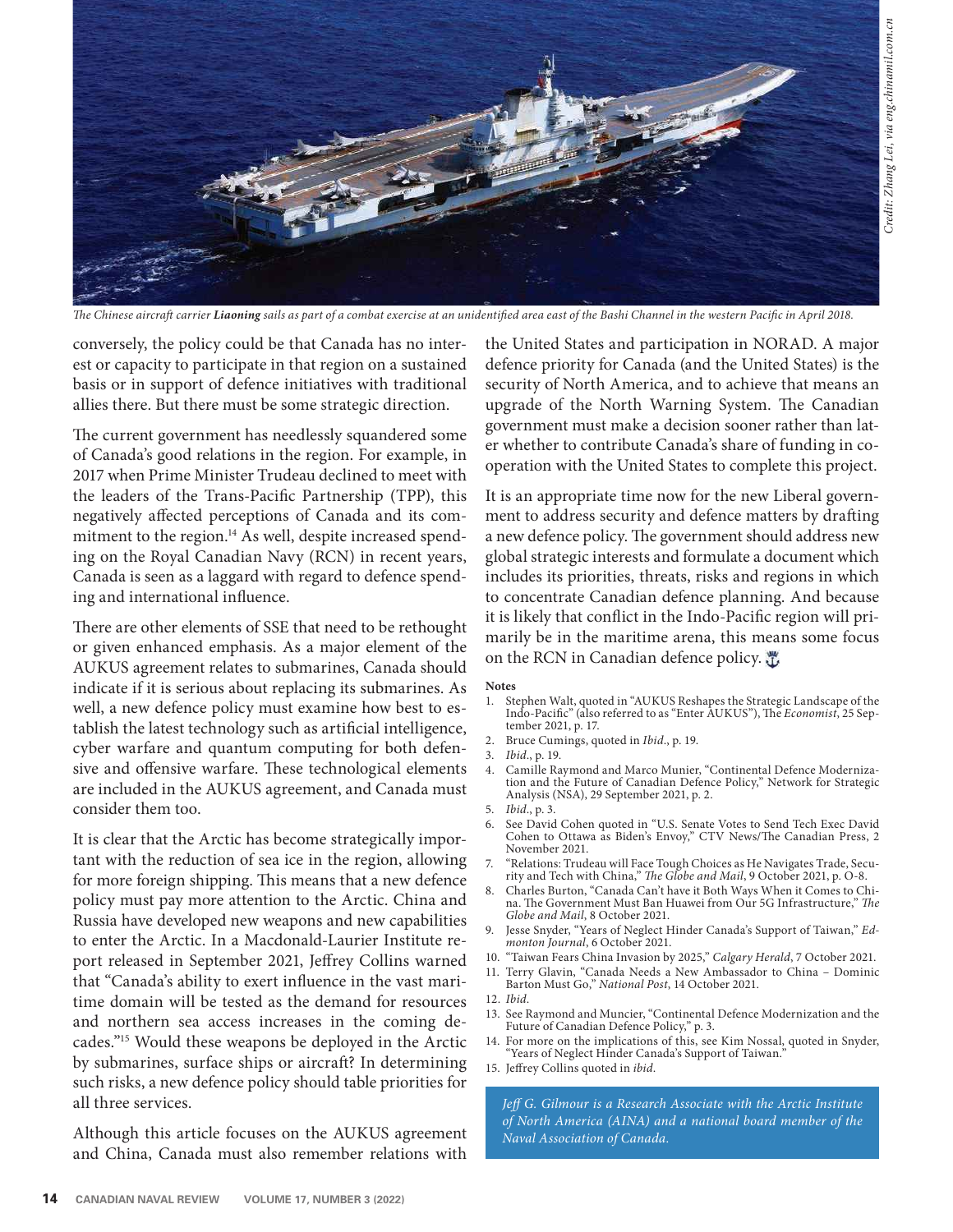*The Chinese aircraft carrier **Liaoning** sails as part of a combat exercise at an unidentified area east of the Bashi Channel in the western Pacific in April 2018.*

conversely, the policy could be that Canada has no interest or capacity to participate in that region on a sustained basis or in support of defence initiatives with traditional allies there. But there must be some strategic direction.

The current government has needlessly squandered some of Canada's good relations in the region. For example, in 2017 when Prime Minister Trudeau declined to meet with the leaders of the Trans-Pacific Partnership (TPP), this negatively affected perceptions of Canada and its commitment to the region.[14] As well, despite increased spending on the Royal Canadian Navy (RCN) in recent years, Canada is seen as a laggard with regard to defence spending and international influence.

There are other elements of SSE that need to be rethought or given enhanced emphasis. As a major element of the AUKUS agreement relates to submarines, Canada should indicate if it is serious about replacing its submarines. As well, a new defence policy must examine how best to establish the latest technology such as artificial intelligence, cyber warfare and quantum computing for both defensive and offensive warfare. These technological elements are included in the AUKUS agreement, and Canada must consider them too.

It is clear that the Arctic has become strategically important with the reduction of sea ice in the region, allowing for more foreign shipping. This means that a new defence policy must pay more attention to the Arctic. China and Russia have developed new weapons and new capabilities to enter the Arctic. In a Macdonald-Laurier Institute report released in September 2021, Jeffrey Collins warned that "Canada's ability to exert influence in the vast maritime domain will be tested as the demand for resources and northern sea access increases in the coming decades."[15] Would these weapons be deployed in the Arctic by submarines, surface ships or aircraft? In determining such risks, a new defence policy should table priorities for all three services.

Although this article focuses on the AUKUS agreement and China, Canada must also remember relations with the United States and participation in NORAD. A major defence priority for Canada (and the United States) is the security of North America, and to achieve that means an upgrade of the North Warning System. The Canadian government must make a decision sooner rather than later whether to contribute Canada's share of funding in co-operation with the United States to complete this project.

It is an appropriate time now for the new Liberal government to address security and defence matters by drafting a new defence policy. The government should address new global strategic interests and formulate a document which includes its priorities, threats, risks and regions in which to concentrate Canadian defence planning. And because it is likely that conflict in the Indo-Pacific region will primarily be in the maritime arena, this means some focus on the RCN in Canadian defence policy.

**Notes**

1. Stephen Walt, quoted in "AUKUS Reshapes the Strategic Landscape of the Indo-Pacific" (also referred to as "Enter AUKUS"), The *Economist*, 25 September 2021, p. 17.
2. Bruce Cumings, quoted in *Ibid*., p. 19.
3. *Ibid*., p. 19.
4. Camille Raymond and Marco Munier, "Continental Defence Modernization and the Future of Canadian Defence Policy," Network for Strategic Analysis (NSA), 29 September 2021, p. 2.
5. *Ibid*., p. 3.
6. See David Cohen quoted in "U.S. Senate Votes to Send Tech Exec David Cohen to Ottawa as Biden's Envoy," CTV News/The Canadian Press, 2 November 2021.
7. "Relations: Trudeau will Face Tough Choices as He Navigates Trade, Security and Tech with China," *The Globe and Mail*, 9 October 2021, p. O-8.
8. Charles Burton, "Canada Can't have it Both Ways When it Comes to China. The Government Must Ban Huawei from Our 5G Infrastructure," *The Globe and Mail*, 8 October 2021.
9. Jesse Snyder, "Years of Neglect Hinder Canada's Support of Taiwan," *Edmonton Journal*, 6 October 2021.
10. "Taiwan Fears China Invasion by 2025," *Calgary Herald*, 7 October 2021.
11. Terry Glavin, "Canada Needs a New Ambassador to China – Dominic Barton Must Go," *National Post,* 14 October 2021.
12. *Ibid.*
13. See Raymond and Muncier, "Continental Defence Modernization and the Future of Canadian Defence Policy," p. 3.
14. For more on the implications of this, see Kim Nossal, quoted in Snyder, "Years of Neglect Hinder Canada's Support of Taiwan."
15. Jeffrey Collins quoted in *ibid.*

*Jeff G. Gilmour is a Research Associate with the Arctic Institute of North America (AINA) and a national board member of the Naval Association of Canada.*